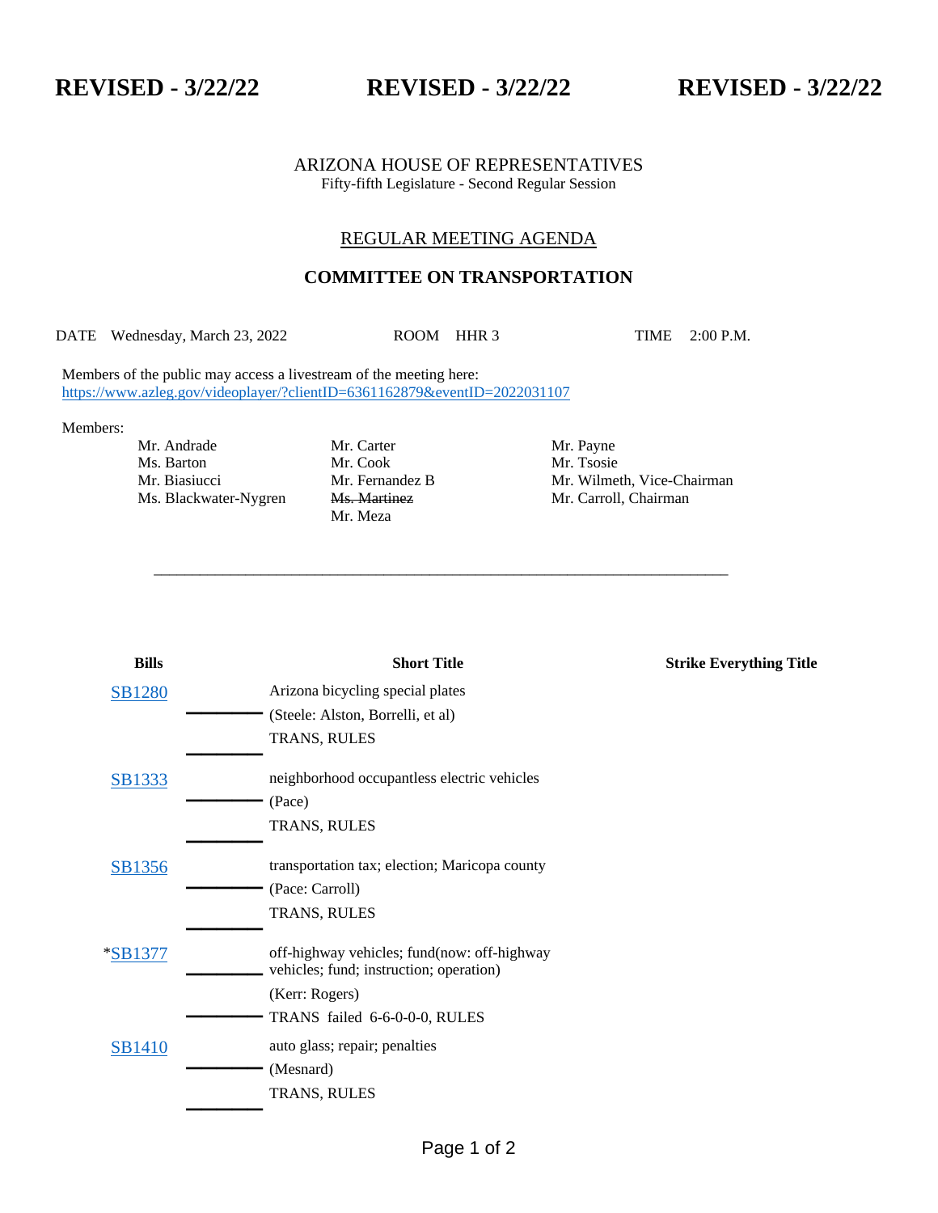**REVISED - 3/22/22 REVISED - 3/22/22 REVISED - 3/22/22**

ARIZONA HOUSE OF REPRESENTATIVES
Fifty-fifth Legislature - Second Regular Session

## REGULAR MEETING AGENDA

## COMMITTEE ON TRANSPORTATION

DATE Wednesday, March 23, 2022 ROOM HHR 3 TIME 2:00 P.M.

Members of the public may access a livestream of the meeting here:
https://www.azleg.gov/videoplayer/?clientID=6361162879&eventID=2022031107

Members:

| | | |
|---|---|---|
| Mr. Andrade | Mr. Carter | Mr. Payne |
| Ms. Barton | Mr. Cook | Mr. Tsosie |
| Mr. Biasiucci | Mr. Fernandez B | Mr. Wilmeth, Vice-Chairman |
| Ms. Blackwater-Nygren | ~~Ms. Martinez~~ | Mr. Carroll, Chairman |
| | Mr. Meza | |

---

| Bills | Short Title | Strike Everything Title |
|---|---|---|
| SB1280 | Arizona bicycling special plates<br>(Steele: Alston, Borrelli, et al)<br>TRANS, RULES | |
| SB1333 | neighborhood occupantless electric vehicles<br>(Pace)<br>TRANS, RULES | |
| SB1356 | transportation tax; election; Maricopa county<br>(Pace: Carroll)<br>TRANS, RULES | |
| *SB1377 | off-highway vehicles; fund(now: off-highway vehicles; fund; instruction; operation)<br>(Kerr: Rogers)<br>TRANS failed 6-6-0-0-0, RULES | |
| SB1410 | auto glass; repair; penalties<br>(Mesnard)<br>TRANS, RULES | |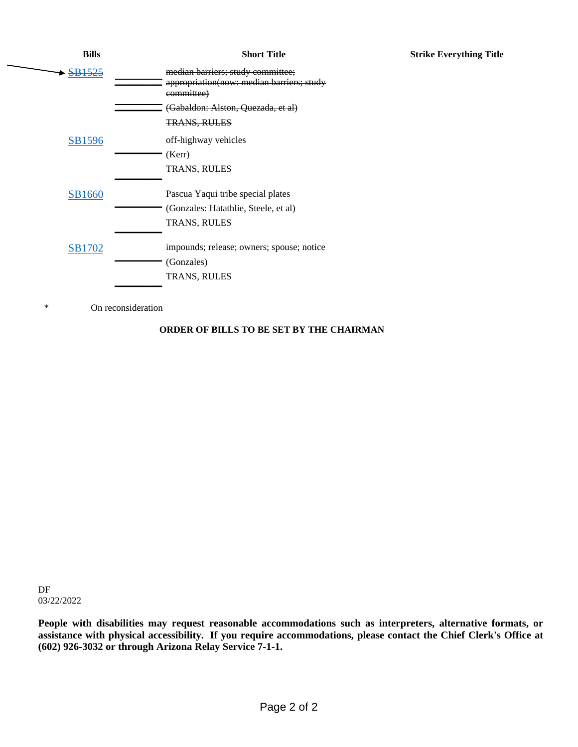| Bills | | Short Title | Strike Everything Title |
|---|---|---|---|
| ~~SB1525~~ | | ~~median barriers; study committee; appropriation(now: median barriers; study committee)~~ | |
| | | ~~(Gabaldon: Alston, Quezada, et al)~~ | |
| | | ~~TRANS, RULES~~ | |
| SB1596 | | off-highway vehicles | |
| | | (Kerr) | |
| | | TRANS, RULES | |
| SB1660 | | Pascua Yaqui tribe special plates | |
| | | (Gonzales: Hatathlie, Steele, et al) | |
| | | TRANS, RULES | |
| SB1702 | | impounds; release; owners; spouse; notice | |
| | | (Gonzales) | |
| | | TRANS, RULES | |

* On reconsideration

**ORDER OF BILLS TO BE SET BY THE CHAIRMAN**

DF
03/22/2022

**People with disabilities may request reasonable accommodations such as interpreters, alternative formats, or assistance with physical accessibility. If you require accommodations, please contact the Chief Clerk's Office at (602) 926-3032 or through Arizona Relay Service 7-1-1.**